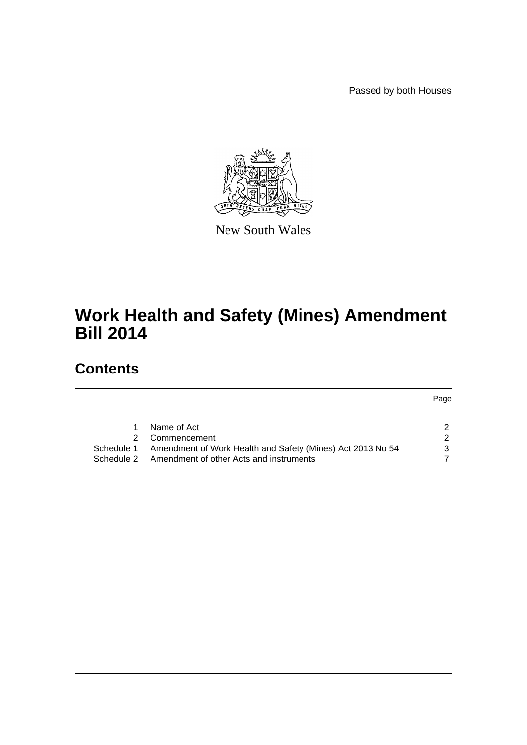Passed by both Houses

New South Wales

# Work Health and Safety (Mines) Amendment Bill 2014

## Contents

| | | Page |
|---|---|---|
| 1 | Name of Act | 2 |
| 2 | Commencement | 2 |
| Schedule 1 | Amendment of Work Health and Safety (Mines) Act 2013 No 54 | 3 |
| Schedule 2 | Amendment of other Acts and instruments | 7 |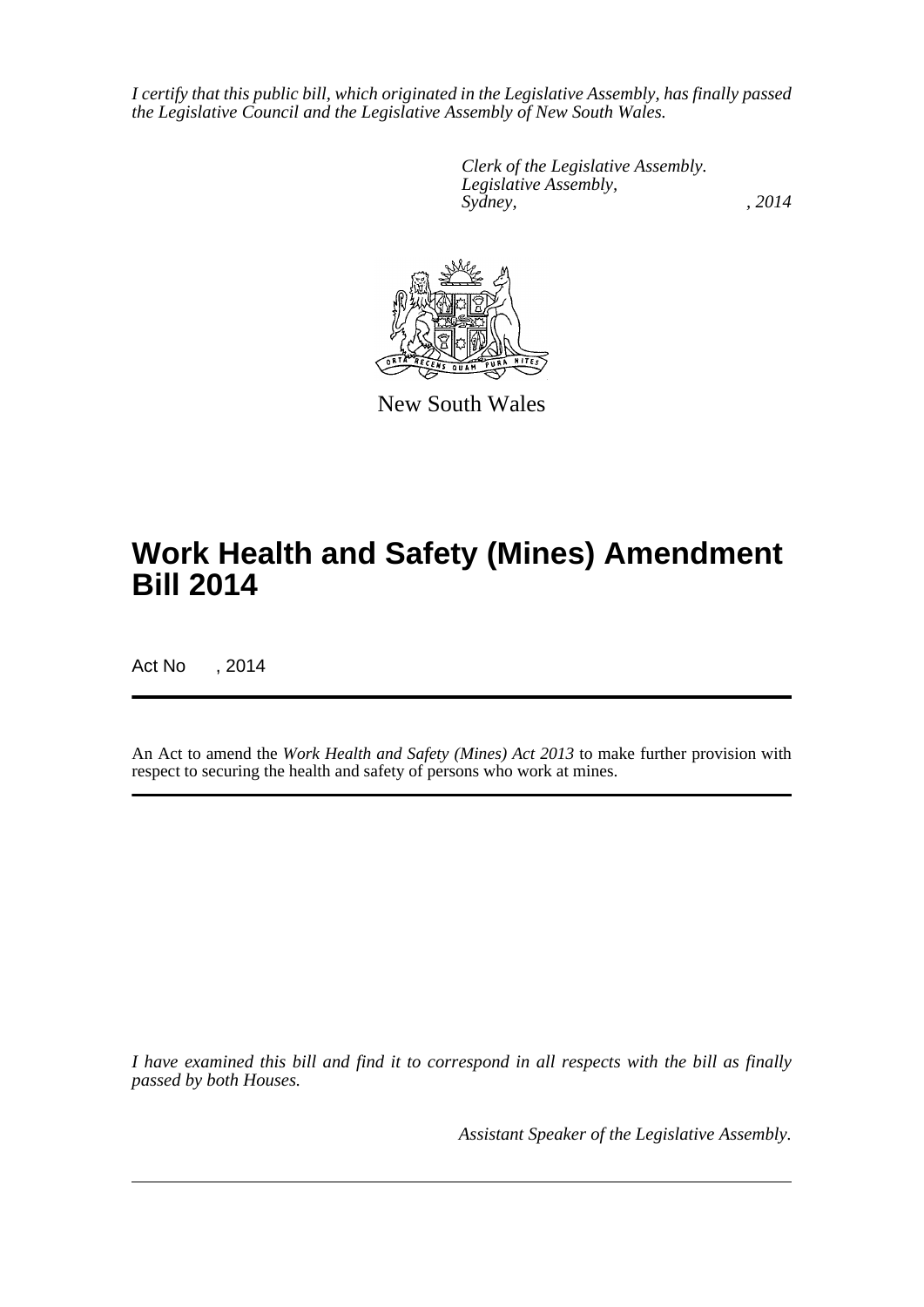*I certify that this public bill, which originated in the Legislative Assembly, has finally passed the Legislative Council and the Legislative Assembly of New South Wales.*

*Clerk of the Legislative Assembly.*
*Legislative Assembly,*
*Sydney, , 2014*

New South Wales

# Work Health and Safety (Mines) Amendment Bill 2014

Act No , 2014

An Act to amend the *Work Health and Safety (Mines) Act 2013* to make further provision with respect to securing the health and safety of persons who work at mines.

*I have examined this bill and find it to correspond in all respects with the bill as finally passed by both Houses.*

*Assistant Speaker of the Legislative Assembly.*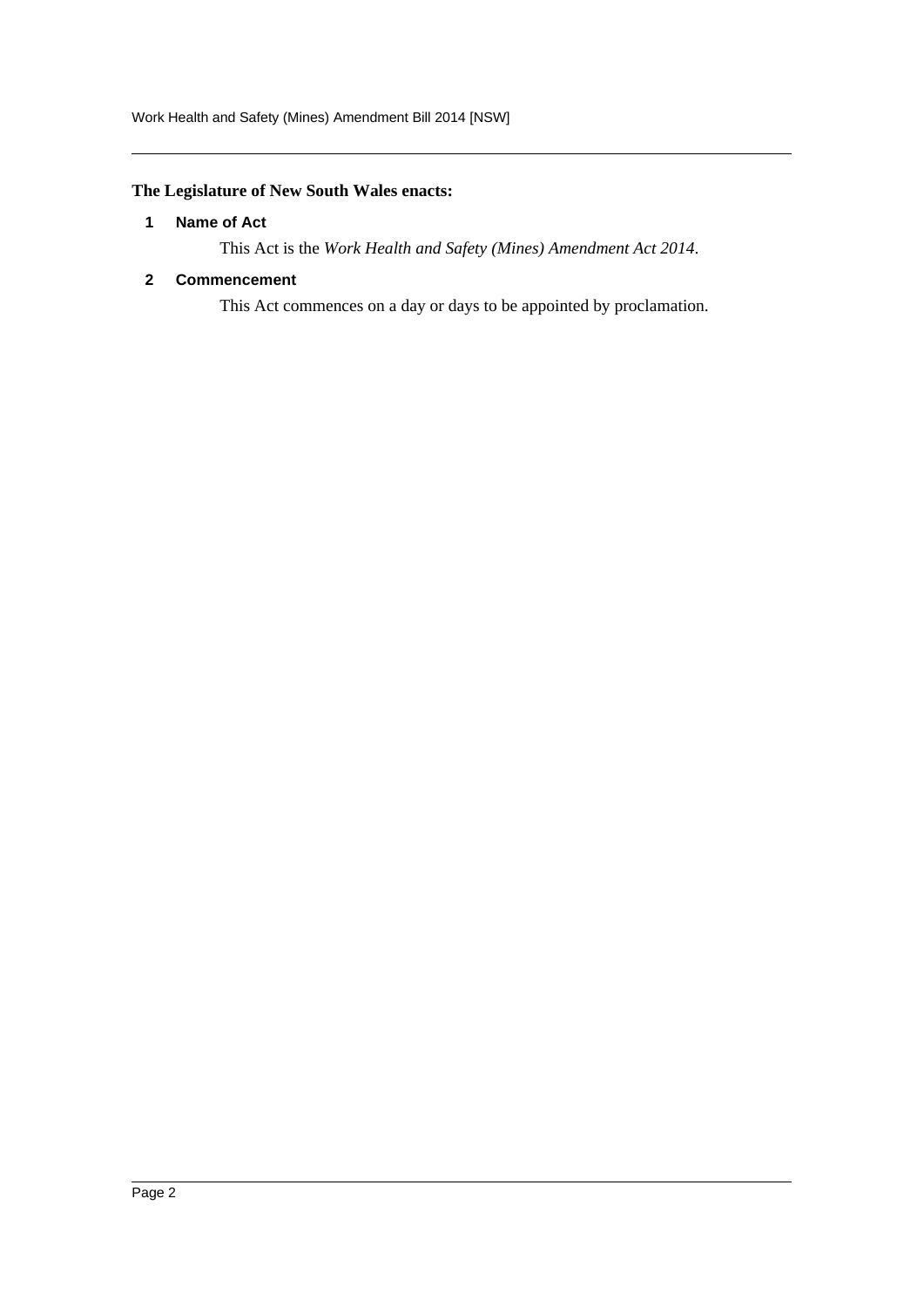**The Legislature of New South Wales enacts:**

## 1 Name of Act

This Act is the *Work Health and Safety (Mines) Amendment Act 2014*.

## 2 Commencement

This Act commences on a day or days to be appointed by proclamation.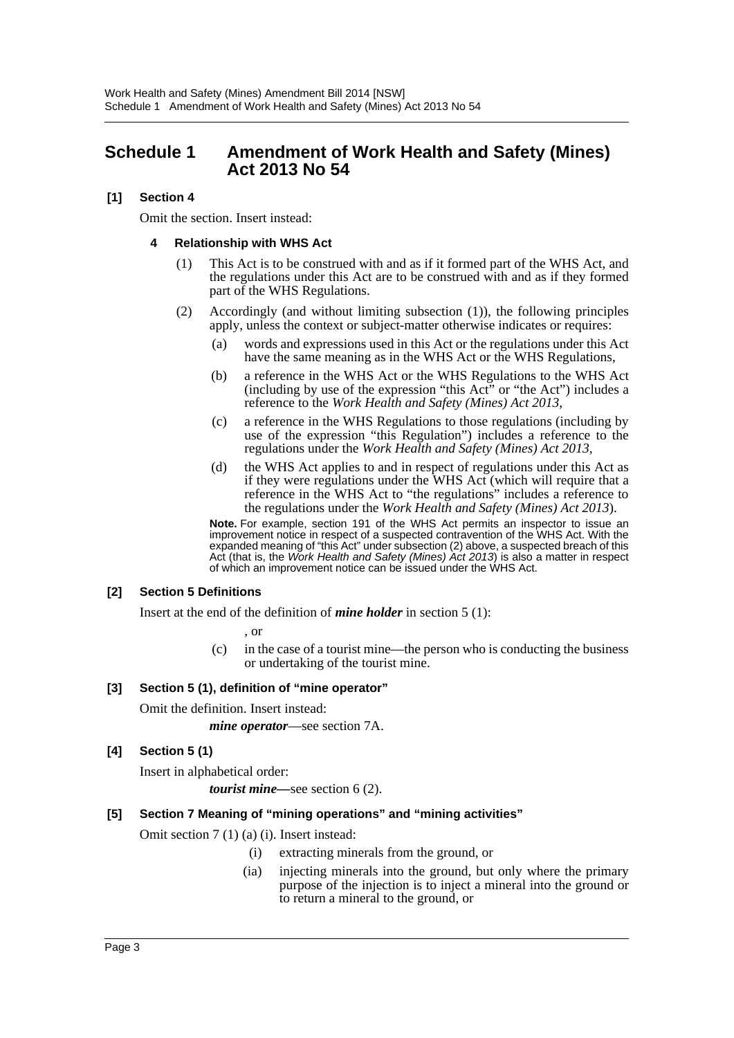# Schedule 1 Amendment of Work Health and Safety (Mines) Act 2013 No 54

**[1] Section 4**

Omit the section. Insert instead:

**4 Relationship with WHS Act**

(1) This Act is to be construed with and as if it formed part of the WHS Act, and the regulations under this Act are to be construed with and as if they formed part of the WHS Regulations.

(2) Accordingly (and without limiting subsection (1)), the following principles apply, unless the context or subject-matter otherwise indicates or requires:

(a) words and expressions used in this Act or the regulations under this Act have the same meaning as in the WHS Act or the WHS Regulations,

(b) a reference in the WHS Act or the WHS Regulations to the WHS Act (including by use of the expression "this Act" or "the Act") includes a reference to the *Work Health and Safety (Mines) Act 2013*,

(c) a reference in the WHS Regulations to those regulations (including by use of the expression "this Regulation") includes a reference to the regulations under the *Work Health and Safety (Mines) Act 2013*,

(d) the WHS Act applies to and in respect of regulations under this Act as if they were regulations under the WHS Act (which will require that a reference in the WHS Act to "the regulations" includes a reference to the regulations under the *Work Health and Safety (Mines) Act 2013*).

**Note.** For example, section 191 of the WHS Act permits an inspector to issue an improvement notice in respect of a suspected contravention of the WHS Act. With the expanded meaning of "this Act" under subsection (2) above, a suspected breach of this Act (that is, the *Work Health and Safety (Mines) Act 2013*) is also a matter in respect of which an improvement notice can be issued under the WHS Act.

**[2] Section 5 Definitions**

Insert at the end of the definition of ***mine holder*** in section 5 (1):

, or

(c) in the case of a tourist mine—the person who is conducting the business or undertaking of the tourist mine.

**[3] Section 5 (1), definition of "mine operator"**

Omit the definition. Insert instead:

***mine operator***—see section 7A.

**[4] Section 5 (1)**

Insert in alphabetical order:

***tourist mine***—see section 6 (2).

**[5] Section 7 Meaning of "mining operations" and "mining activities"**

Omit section 7 (1) (a) (i). Insert instead:

(i) extracting minerals from the ground, or

(ia) injecting minerals into the ground, but only where the primary purpose of the injection is to inject a mineral into the ground or to return a mineral to the ground, or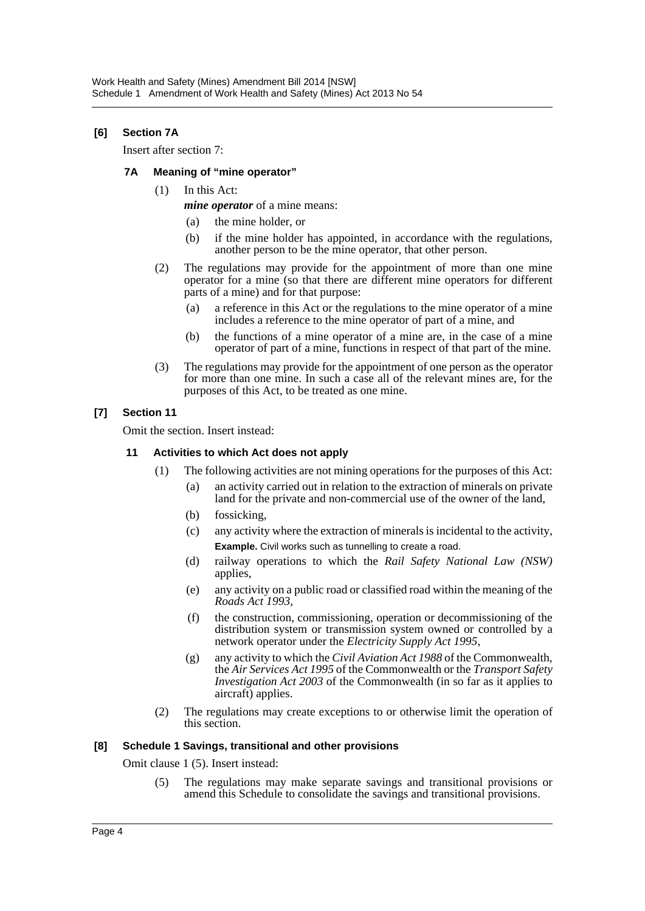### [6] Section 7A

Insert after section 7:

#### 7A Meaning of "mine operator"

(1) In this Act:

***mine operator*** of a mine means:

(a) the mine holder, or

(b) if the mine holder has appointed, in accordance with the regulations, another person to be the mine operator, that other person.

(2) The regulations may provide for the appointment of more than one mine operator for a mine (so that there are different mine operators for different parts of a mine) and for that purpose:

(a) a reference in this Act or the regulations to the mine operator of a mine includes a reference to the mine operator of part of a mine, and

(b) the functions of a mine operator of a mine are, in the case of a mine operator of part of a mine, functions in respect of that part of the mine.

(3) The regulations may provide for the appointment of one person as the operator for more than one mine. In such a case all of the relevant mines are, for the purposes of this Act, to be treated as one mine.

### [7] Section 11

Omit the section. Insert instead:

#### 11 Activities to which Act does not apply

(1) The following activities are not mining operations for the purposes of this Act:

(a) an activity carried out in relation to the extraction of minerals on private land for the private and non-commercial use of the owner of the land,

(b) fossicking,

(c) any activity where the extraction of minerals is incidental to the activity,

**Example.** Civil works such as tunnelling to create a road.

(d) railway operations to which the *Rail Safety National Law (NSW)* applies,

(e) any activity on a public road or classified road within the meaning of the *Roads Act 1993*,

(f) the construction, commissioning, operation or decommissioning of the distribution system or transmission system owned or controlled by a network operator under the *Electricity Supply Act 1995*,

(g) any activity to which the *Civil Aviation Act 1988* of the Commonwealth, the *Air Services Act 1995* of the Commonwealth or the *Transport Safety Investigation Act 2003* of the Commonwealth (in so far as it applies to aircraft) applies.

(2) The regulations may create exceptions to or otherwise limit the operation of this section.

### [8] Schedule 1 Savings, transitional and other provisions

Omit clause 1 (5). Insert instead:

(5) The regulations may make separate savings and transitional provisions or amend this Schedule to consolidate the savings and transitional provisions.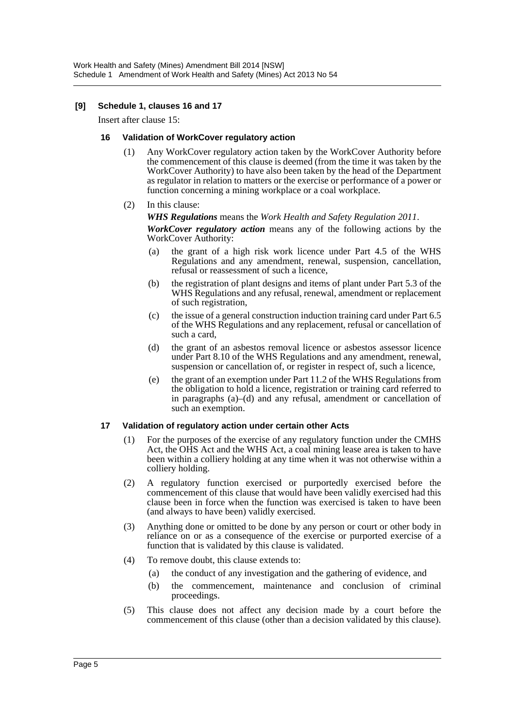**[9] Schedule 1, clauses 16 and 17**

Insert after clause 15:

**16 Validation of WorkCover regulatory action**

(1) Any WorkCover regulatory action taken by the WorkCover Authority before the commencement of this clause is deemed (from the time it was taken by the WorkCover Authority) to have also been taken by the head of the Department as regulator in relation to matters or the exercise or performance of a power or function concerning a mining workplace or a coal workplace.

(2) In this clause:

***WHS Regulations*** means the *Work Health and Safety Regulation 2011*.

***WorkCover regulatory action*** means any of the following actions by the WorkCover Authority:

(a) the grant of a high risk work licence under Part 4.5 of the WHS Regulations and any amendment, renewal, suspension, cancellation, refusal or reassessment of such a licence,

(b) the registration of plant designs and items of plant under Part 5.3 of the WHS Regulations and any refusal, renewal, amendment or replacement of such registration,

(c) the issue of a general construction induction training card under Part 6.5 of the WHS Regulations and any replacement, refusal or cancellation of such a card,

(d) the grant of an asbestos removal licence or asbestos assessor licence under Part 8.10 of the WHS Regulations and any amendment, renewal, suspension or cancellation of, or register in respect of, such a licence,

(e) the grant of an exemption under Part 11.2 of the WHS Regulations from the obligation to hold a licence, registration or training card referred to in paragraphs (a)–(d) and any refusal, amendment or cancellation of such an exemption.

**17 Validation of regulatory action under certain other Acts**

(1) For the purposes of the exercise of any regulatory function under the CMHS Act, the OHS Act and the WHS Act, a coal mining lease area is taken to have been within a colliery holding at any time when it was not otherwise within a colliery holding.

(2) A regulatory function exercised or purportedly exercised before the commencement of this clause that would have been validly exercised had this clause been in force when the function was exercised is taken to have been (and always to have been) validly exercised.

(3) Anything done or omitted to be done by any person or court or other body in reliance on or as a consequence of the exercise or purported exercise of a function that is validated by this clause is validated.

(4) To remove doubt, this clause extends to:

(a) the conduct of any investigation and the gathering of evidence, and

(b) the commencement, maintenance and conclusion of criminal proceedings.

(5) This clause does not affect any decision made by a court before the commencement of this clause (other than a decision validated by this clause).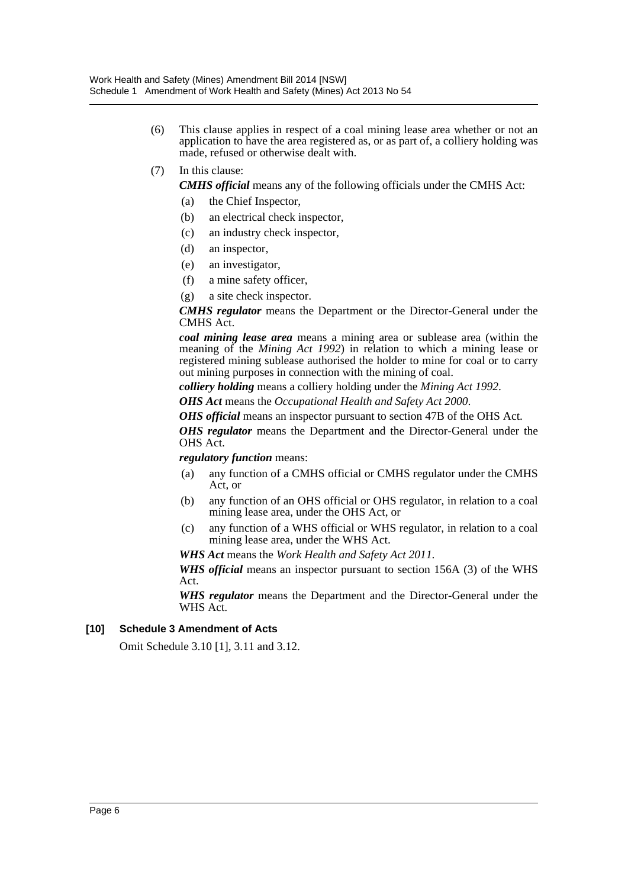(6) This clause applies in respect of a coal mining lease area whether or not an application to have the area registered as, or as part of, a colliery holding was made, refused or otherwise dealt with.

(7) In this clause:

***CMHS official*** means any of the following officials under the CMHS Act:

- (a) the Chief Inspector,
- (b) an electrical check inspector,
- (c) an industry check inspector,
- (d) an inspector,
- (e) an investigator,
- (f) a mine safety officer,
- (g) a site check inspector.

***CMHS regulator*** means the Department or the Director-General under the CMHS Act.

***coal mining lease area*** means a mining area or sublease area (within the meaning of the *Mining Act 1992*) in relation to which a mining lease or registered mining sublease authorised the holder to mine for coal or to carry out mining purposes in connection with the mining of coal.

***colliery holding*** means a colliery holding under the *Mining Act 1992*.

***OHS Act*** means the *Occupational Health and Safety Act 2000*.

***OHS official*** means an inspector pursuant to section 47B of the OHS Act.

***OHS regulator*** means the Department and the Director-General under the OHS Act.

***regulatory function*** means:

- (a) any function of a CMHS official or CMHS regulator under the CMHS Act, or
- (b) any function of an OHS official or OHS regulator, in relation to a coal mining lease area, under the OHS Act, or
- (c) any function of a WHS official or WHS regulator, in relation to a coal mining lease area, under the WHS Act.

***WHS Act*** means the *Work Health and Safety Act 2011*.

***WHS official*** means an inspector pursuant to section 156A (3) of the WHS Act.

***WHS regulator*** means the Department and the Director-General under the WHS Act.

**[10] Schedule 3 Amendment of Acts**

Omit Schedule 3.10 [1], 3.11 and 3.12.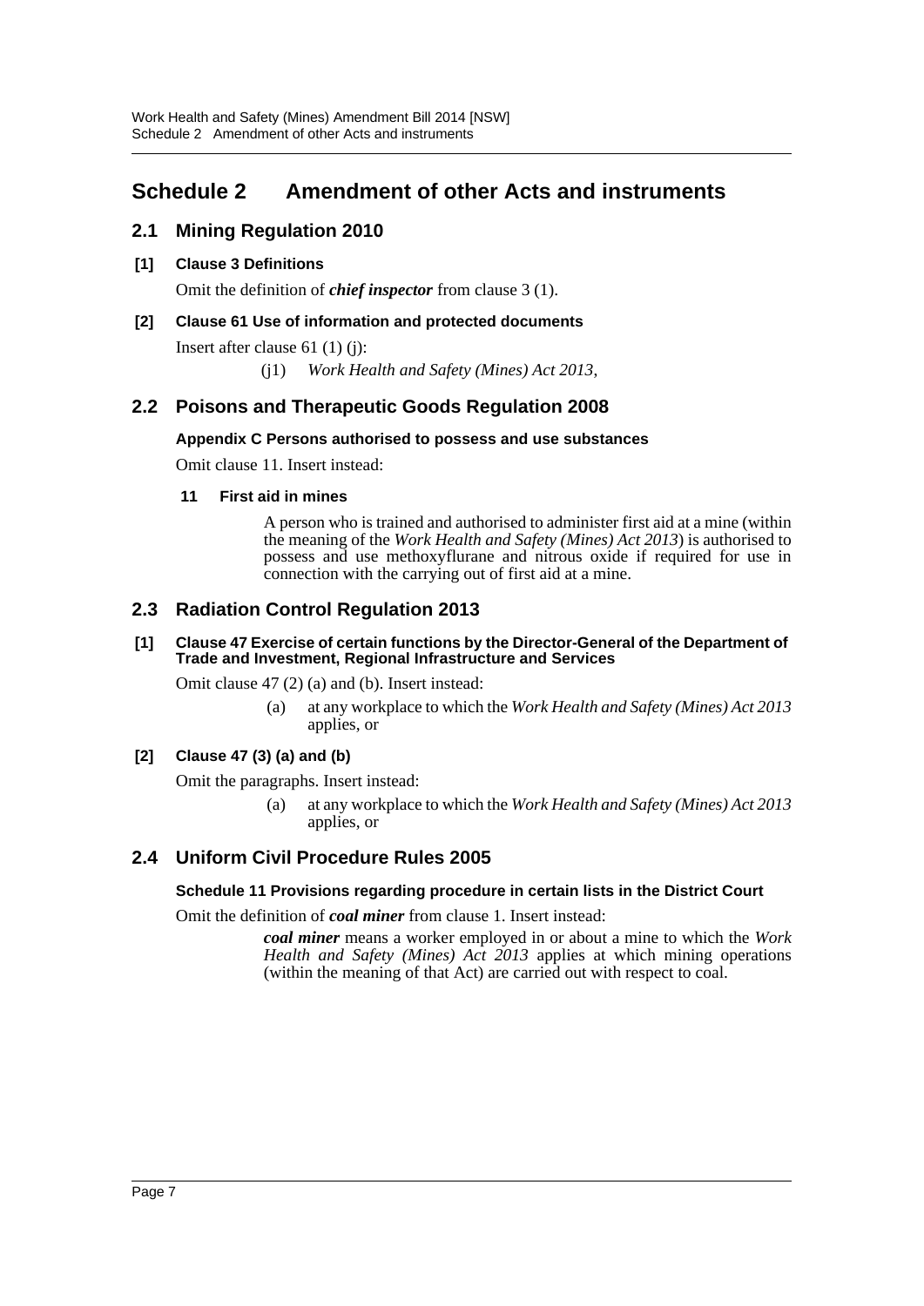# Schedule 2 Amendment of other Acts and instruments

## 2.1 Mining Regulation 2010

**[1] Clause 3 Definitions**

Omit the definition of ***chief inspector*** from clause 3 (1).

**[2] Clause 61 Use of information and protected documents**

Insert after clause 61 (1) (j):

(j1) *Work Health and Safety (Mines) Act 2013*,

## 2.2 Poisons and Therapeutic Goods Regulation 2008

**Appendix C Persons authorised to possess and use substances**

Omit clause 11. Insert instead:

**11 First aid in mines**

A person who is trained and authorised to administer first aid at a mine (within the meaning of the *Work Health and Safety (Mines) Act 2013*) is authorised to possess and use methoxyflurane and nitrous oxide if required for use in connection with the carrying out of first aid at a mine.

## 2.3 Radiation Control Regulation 2013

**[1] Clause 47 Exercise of certain functions by the Director-General of the Department of Trade and Investment, Regional Infrastructure and Services**

Omit clause 47 (2) (a) and (b). Insert instead:

(a) at any workplace to which the *Work Health and Safety (Mines) Act 2013* applies, or

**[2] Clause 47 (3) (a) and (b)**

Omit the paragraphs. Insert instead:

(a) at any workplace to which the *Work Health and Safety (Mines) Act 2013* applies, or

## 2.4 Uniform Civil Procedure Rules 2005

**Schedule 11 Provisions regarding procedure in certain lists in the District Court**

Omit the definition of ***coal miner*** from clause 1. Insert instead:

***coal miner*** means a worker employed in or about a mine to which the *Work Health and Safety (Mines) Act 2013* applies at which mining operations (within the meaning of that Act) are carried out with respect to coal.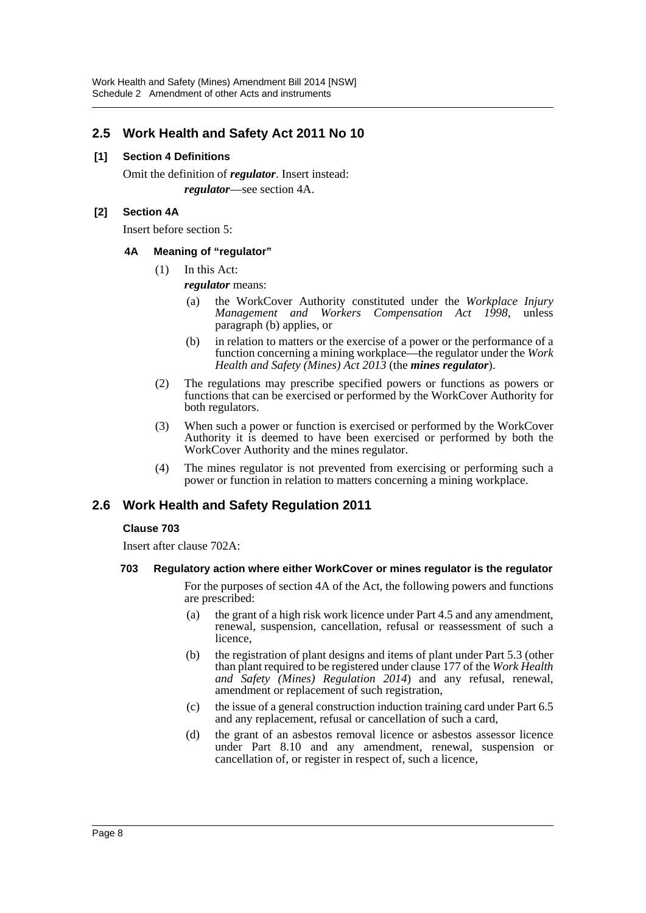## 2.5 Work Health and Safety Act 2011 No 10

### [1] Section 4 Definitions

Omit the definition of ***regulator***. Insert instead:

***regulator***—see section 4A.

### [2] Section 4A

Insert before section 5:

#### 4A Meaning of "regulator"

(1) In this Act:

***regulator*** means:

(a) the WorkCover Authority constituted under the *Workplace Injury Management and Workers Compensation Act 1998*, unless paragraph (b) applies, or

(b) in relation to matters or the exercise of a power or the performance of a function concerning a mining workplace—the regulator under the *Work Health and Safety (Mines) Act 2013* (the ***mines regulator***).

(2) The regulations may prescribe specified powers or functions as powers or functions that can be exercised or performed by the WorkCover Authority for both regulators.

(3) When such a power or function is exercised or performed by the WorkCover Authority it is deemed to have been exercised or performed by both the WorkCover Authority and the mines regulator.

(4) The mines regulator is not prevented from exercising or performing such a power or function in relation to matters concerning a mining workplace.

## 2.6 Work Health and Safety Regulation 2011

### Clause 703

Insert after clause 702A:

#### 703 Regulatory action where either WorkCover or mines regulator is the regulator

For the purposes of section 4A of the Act, the following powers and functions are prescribed:

(a) the grant of a high risk work licence under Part 4.5 and any amendment, renewal, suspension, cancellation, refusal or reassessment of such a licence,

(b) the registration of plant designs and items of plant under Part 5.3 (other than plant required to be registered under clause 177 of the *Work Health and Safety (Mines) Regulation 2014*) and any refusal, renewal, amendment or replacement of such registration,

(c) the issue of a general construction induction training card under Part 6.5 and any replacement, refusal or cancellation of such a card,

(d) the grant of an asbestos removal licence or asbestos assessor licence under Part 8.10 and any amendment, renewal, suspension or cancellation of, or register in respect of, such a licence,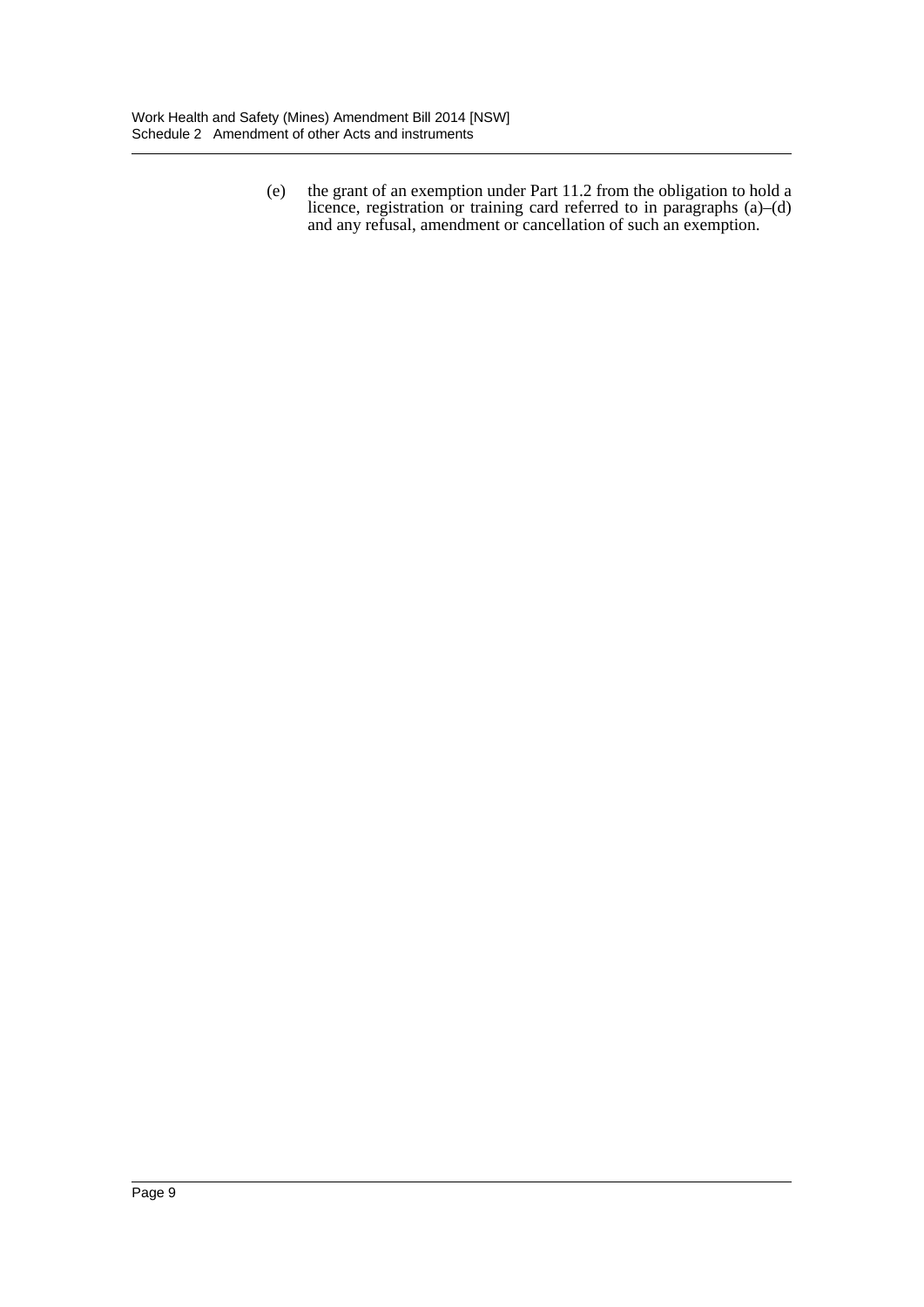(e) the grant of an exemption under Part 11.2 from the obligation to hold a licence, registration or training card referred to in paragraphs (a)–(d) and any refusal, amendment or cancellation of such an exemption.